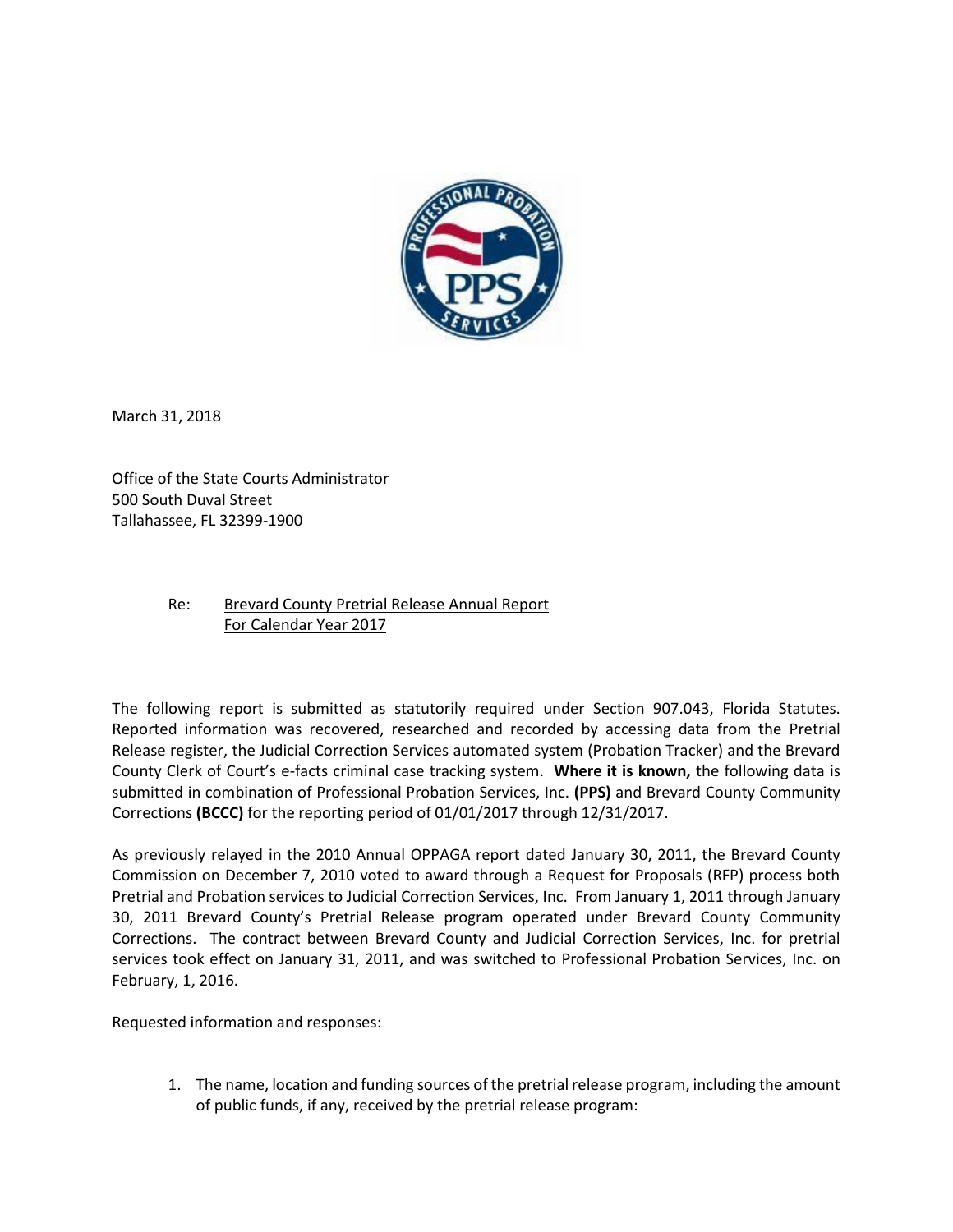March 31, 2018

Office of the State Courts Administrator
500 South Duval Street
Tallahassee, FL 32399-1900

Re: Brevard County Pretrial Release Annual Report
For Calendar Year 2017

The following report is submitted as statutorily required under Section 907.043, Florida Statutes. Reported information was recovered, researched and recorded by accessing data from the Pretrial Release register, the Judicial Correction Services automated system (Probation Tracker) and the Brevard County Clerk of Court's e-facts criminal case tracking system. **Where it is known,** the following data is submitted in combination of Professional Probation Services, Inc. **(PPS)** and Brevard County Community Corrections **(BCCC)** for the reporting period of 01/01/2017 through 12/31/2017.

As previously relayed in the 2010 Annual OPPAGA report dated January 30, 2011, the Brevard County Commission on December 7, 2010 voted to award through a Request for Proposals (RFP) process both Pretrial and Probation services to Judicial Correction Services, Inc. From January 1, 2011 through January 30, 2011 Brevard County's Pretrial Release program operated under Brevard County Community Corrections. The contract between Brevard County and Judicial Correction Services, Inc. for pretrial services took effect on January 31, 2011, and was switched to Professional Probation Services, Inc. on February, 1, 2016.

Requested information and responses:

1. The name, location and funding sources of the pretrial release program, including the amount of public funds, if any, received by the pretrial release program: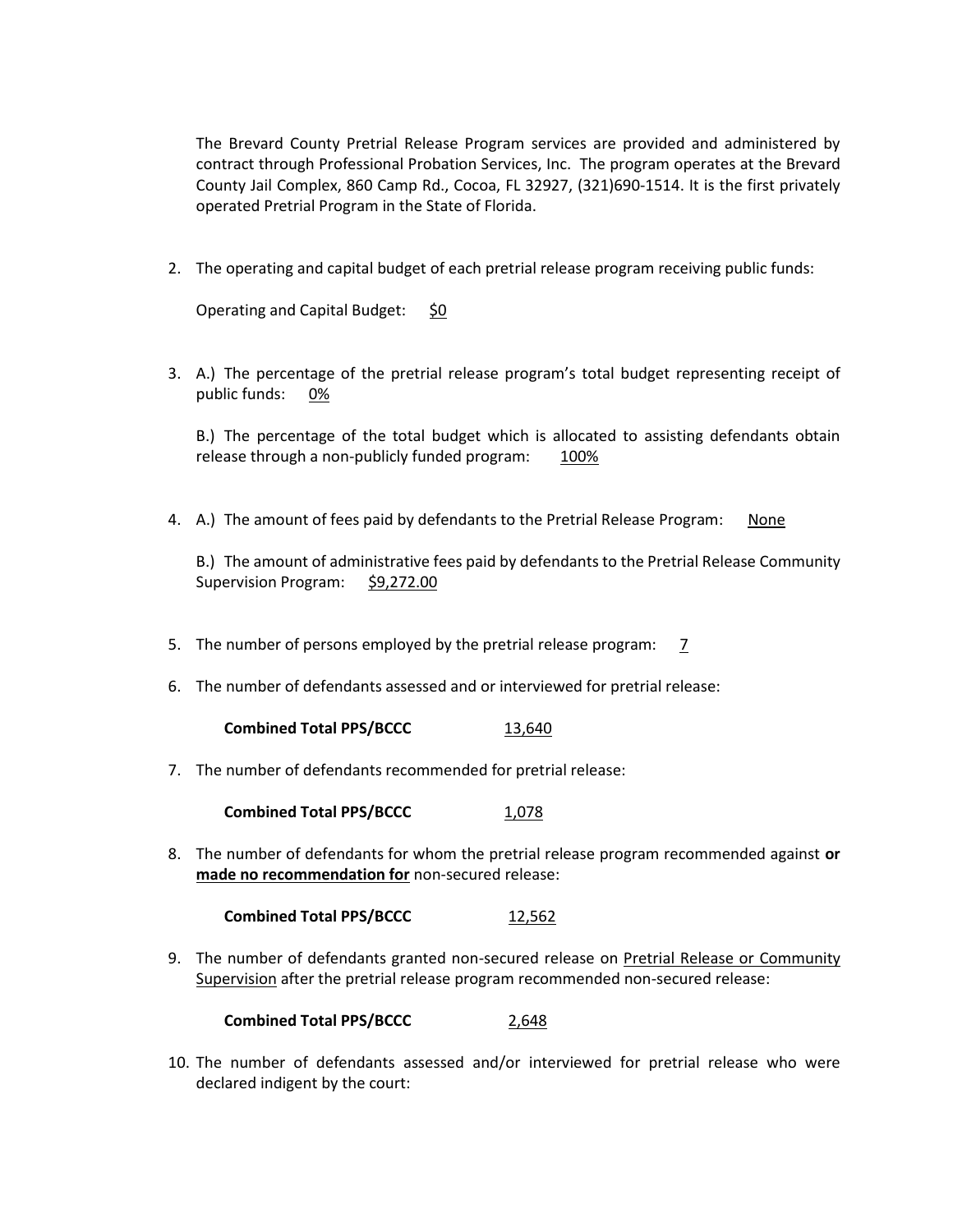The Brevard County Pretrial Release Program services are provided and administered by contract through Professional Probation Services, Inc. The program operates at the Brevard County Jail Complex, 860 Camp Rd., Cocoa, FL 32927, (321)690-1514. It is the first privately operated Pretrial Program in the State of Florida.

2. The operating and capital budget of each pretrial release program receiving public funds:

   Operating and Capital Budget: <u>$0</u>

3. A.) The percentage of the pretrial release program's total budget representing receipt of public funds: <u>0%</u>

   B.) The percentage of the total budget which is allocated to assisting defendants obtain release through a non-publicly funded program: <u>100%</u>

4. A.) The amount of fees paid by defendants to the Pretrial Release Program: <u>None</u>

   B.) The amount of administrative fees paid by defendants to the Pretrial Release Community Supervision Program: <u>$9,272.00</u>

5. The number of persons employed by the pretrial release program: <u>7</u>

6. The number of defendants assessed and or interviewed for pretrial release:

   **Combined Total PPS/BCCC** <u>13,640</u>

7. The number of defendants recommended for pretrial release:

   **Combined Total PPS/BCCC** <u>1,078</u>

8. The number of defendants for whom the pretrial release program recommended against **or <u>made no recommendation for</u>** non-secured release:

   **Combined Total PPS/BCCC** <u>12,562</u>

9. The number of defendants granted non-secured release on <u>Pretrial Release or Community Supervision</u> after the pretrial release program recommended non-secured release:

   **Combined Total PPS/BCCC** <u>2,648</u>

10. The number of defendants assessed and/or interviewed for pretrial release who were declared indigent by the court: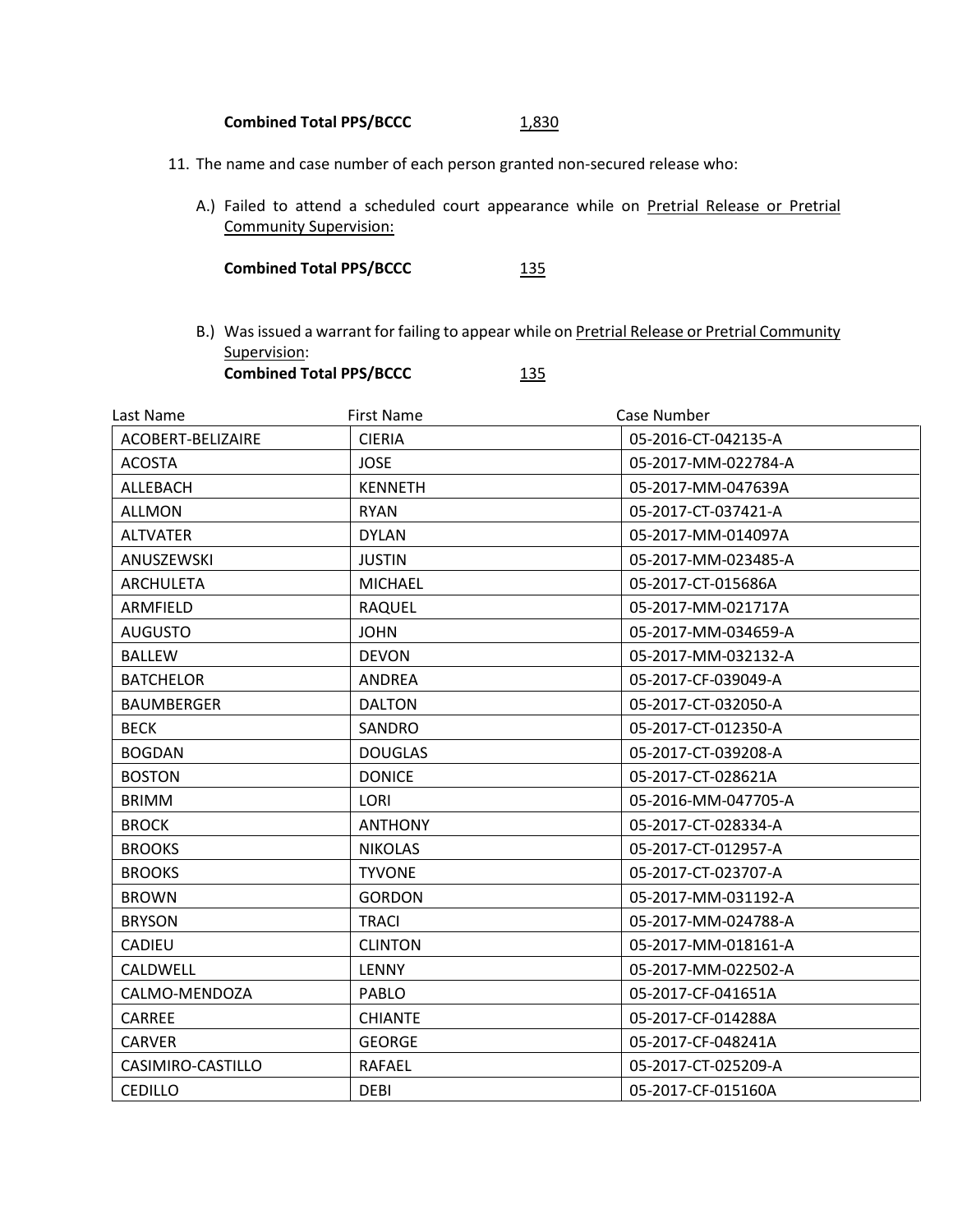**Combined Total PPS/BCCC** 1,830

11. The name and case number of each person granted non-secured release who:

    A.) Failed to attend a scheduled court appearance while on Pretrial Release or Pretrial Community Supervision:

    **Combined Total PPS/BCCC** 135

    B.) Was issued a warrant for failing to appear while on Pretrial Release or Pretrial Community Supervision:

    **Combined Total PPS/BCCC** 135

| Last Name | First Name | Case Number |
|---|---|---|
| ACOBERT-BELIZAIRE | CIERIA | 05-2016-CT-042135-A |
| ACOSTA | JOSE | 05-2017-MM-022784-A |
| ALLEBACH | KENNETH | 05-2017-MM-047639A |
| ALLMON | RYAN | 05-2017-CT-037421-A |
| ALTVATER | DYLAN | 05-2017-MM-014097A |
| ANUSZEWSKI | JUSTIN | 05-2017-MM-023485-A |
| ARCHULETA | MICHAEL | 05-2017-CT-015686A |
| ARMFIELD | RAQUEL | 05-2017-MM-021717A |
| AUGUSTO | JOHN | 05-2017-MM-034659-A |
| BALLEW | DEVON | 05-2017-MM-032132-A |
| BATCHELOR | ANDREA | 05-2017-CF-039049-A |
| BAUMBERGER | DALTON | 05-2017-CT-032050-A |
| BECK | SANDRO | 05-2017-CT-012350-A |
| BOGDAN | DOUGLAS | 05-2017-CT-039208-A |
| BOSTON | DONICE | 05-2017-CT-028621A |
| BRIMM | LORI | 05-2016-MM-047705-A |
| BROCK | ANTHONY | 05-2017-CT-028334-A |
| BROOKS | NIKOLAS | 05-2017-CT-012957-A |
| BROOKS | TYVONE | 05-2017-CT-023707-A |
| BROWN | GORDON | 05-2017-MM-031192-A |
| BRYSON | TRACI | 05-2017-MM-024788-A |
| CADIEU | CLINTON | 05-2017-MM-018161-A |
| CALDWELL | LENNY | 05-2017-MM-022502-A |
| CALMO-MENDOZA | PABLO | 05-2017-CF-041651A |
| CARREE | CHIANTE | 05-2017-CF-014288A |
| CARVER | GEORGE | 05-2017-CF-048241A |
| CASIMIRO-CASTILLO | RAFAEL | 05-2017-CT-025209-A |
| CEDILLO | DEBI | 05-2017-CF-015160A |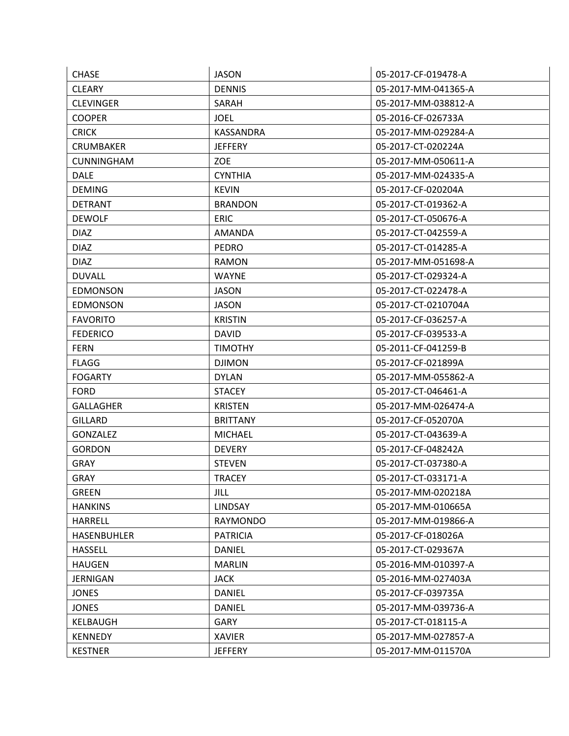| CHASE | JASON | 05-2017-CF-019478-A |
|---|---|---|
| CLEARY | DENNIS | 05-2017-MM-041365-A |
| CLEVINGER | SARAH | 05-2017-MM-038812-A |
| COOPER | JOEL | 05-2016-CF-026733A |
| CRICK | KASSANDRA | 05-2017-MM-029284-A |
| CRUMBAKER | JEFFERY | 05-2017-CT-020224A |
| CUNNINGHAM | ZOE | 05-2017-MM-050611-A |
| DALE | CYNTHIA | 05-2017-MM-024335-A |
| DEMING | KEVIN | 05-2017-CF-020204A |
| DETRANT | BRANDON | 05-2017-CT-019362-A |
| DEWOLF | ERIC | 05-2017-CT-050676-A |
| DIAZ | AMANDA | 05-2017-CT-042559-A |
| DIAZ | PEDRO | 05-2017-CT-014285-A |
| DIAZ | RAMON | 05-2017-MM-051698-A |
| DUVALL | WAYNE | 05-2017-CT-029324-A |
| EDMONSON | JASON | 05-2017-CT-022478-A |
| EDMONSON | JASON | 05-2017-CT-0210704A |
| FAVORITO | KRISTIN | 05-2017-CF-036257-A |
| FEDERICO | DAVID | 05-2017-CF-039533-A |
| FERN | TIMOTHY | 05-2011-CF-041259-B |
| FLAGG | DJIMON | 05-2017-CF-021899A |
| FOGARTY | DYLAN | 05-2017-MM-055862-A |
| FORD | STACEY | 05-2017-CT-046461-A |
| GALLAGHER | KRISTEN | 05-2017-MM-026474-A |
| GILLARD | BRITTANY | 05-2017-CF-052070A |
| GONZALEZ | MICHAEL | 05-2017-CT-043639-A |
| GORDON | DEVERY | 05-2017-CF-048242A |
| GRAY | STEVEN | 05-2017-CT-037380-A |
| GRAY | TRACEY | 05-2017-CT-033171-A |
| GREEN | JILL | 05-2017-MM-020218A |
| HANKINS | LINDSAY | 05-2017-MM-010665A |
| HARRELL | RAYMONDO | 05-2017-MM-019866-A |
| HASENBUHLER | PATRICIA | 05-2017-CF-018026A |
| HASSELL | DANIEL | 05-2017-CT-029367A |
| HAUGEN | MARLIN | 05-2016-MM-010397-A |
| JERNIGAN | JACK | 05-2016-MM-027403A |
| JONES | DANIEL | 05-2017-CF-039735A |
| JONES | DANIEL | 05-2017-MM-039736-A |
| KELBAUGH | GARY | 05-2017-CT-018115-A |
| KENNEDY | XAVIER | 05-2017-MM-027857-A |
| KESTNER | JEFFERY | 05-2017-MM-011570A |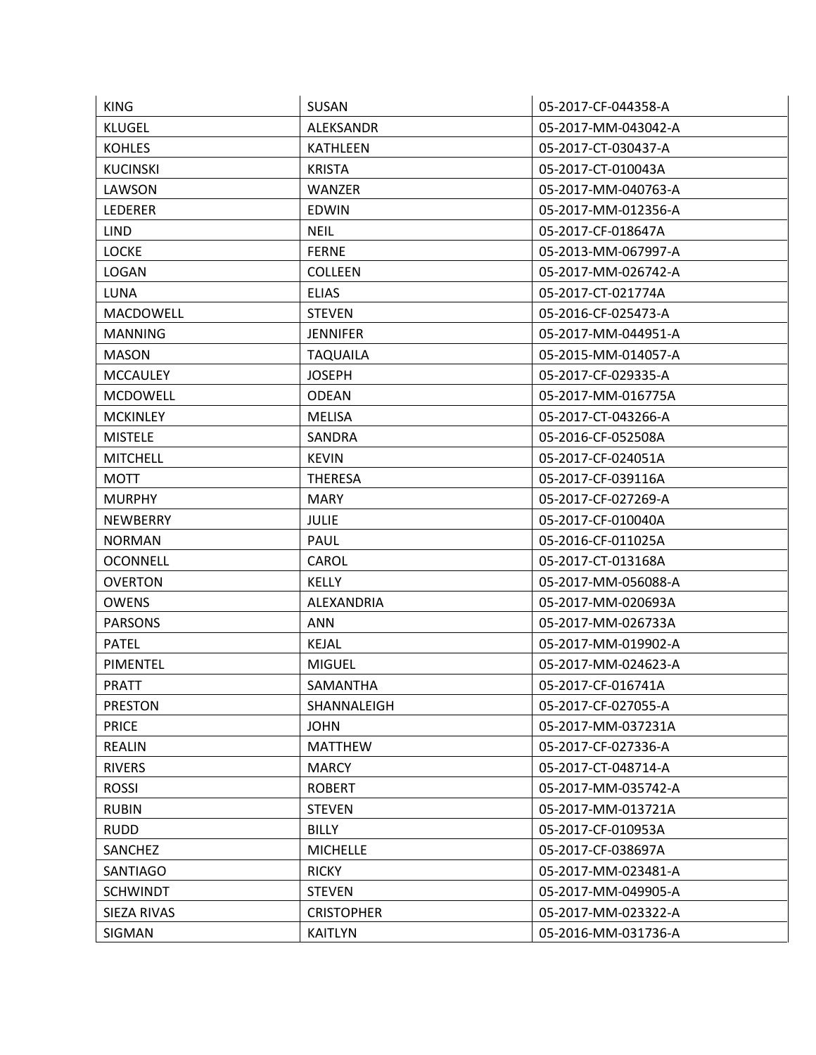| KING | SUSAN | 05-2017-CF-044358-A |
|---|---|---|
| KLUGEL | ALEKSANDR | 05-2017-MM-043042-A |
| KOHLES | KATHLEEN | 05-2017-CT-030437-A |
| KUCINSKI | KRISTA | 05-2017-CT-010043A |
| LAWSON | WANZER | 05-2017-MM-040763-A |
| LEDERER | EDWIN | 05-2017-MM-012356-A |
| LIND | NEIL | 05-2017-CF-018647A |
| LOCKE | FERNE | 05-2013-MM-067997-A |
| LOGAN | COLLEEN | 05-2017-MM-026742-A |
| LUNA | ELIAS | 05-2017-CT-021774A |
| MACDOWELL | STEVEN | 05-2016-CF-025473-A |
| MANNING | JENNIFER | 05-2017-MM-044951-A |
| MASON | TAQUAILA | 05-2015-MM-014057-A |
| MCCAULEY | JOSEPH | 05-2017-CF-029335-A |
| MCDOWELL | ODEAN | 05-2017-MM-016775A |
| MCKINLEY | MELISA | 05-2017-CT-043266-A |
| MISTELE | SANDRA | 05-2016-CF-052508A |
| MITCHELL | KEVIN | 05-2017-CF-024051A |
| MOTT | THERESA | 05-2017-CF-039116A |
| MURPHY | MARY | 05-2017-CF-027269-A |
| NEWBERRY | JULIE | 05-2017-CF-010040A |
| NORMAN | PAUL | 05-2016-CF-011025A |
| OCONNELL | CAROL | 05-2017-CT-013168A |
| OVERTON | KELLY | 05-2017-MM-056088-A |
| OWENS | ALEXANDRIA | 05-2017-MM-020693A |
| PARSONS | ANN | 05-2017-MM-026733A |
| PATEL | KEJAL | 05-2017-MM-019902-A |
| PIMENTEL | MIGUEL | 05-2017-MM-024623-A |
| PRATT | SAMANTHA | 05-2017-CF-016741A |
| PRESTON | SHANNALEIGH | 05-2017-CF-027055-A |
| PRICE | JOHN | 05-2017-MM-037231A |
| REALIN | MATTHEW | 05-2017-CF-027336-A |
| RIVERS | MARCY | 05-2017-CT-048714-A |
| ROSSI | ROBERT | 05-2017-MM-035742-A |
| RUBIN | STEVEN | 05-2017-MM-013721A |
| RUDD | BILLY | 05-2017-CF-010953A |
| SANCHEZ | MICHELLE | 05-2017-CF-038697A |
| SANTIAGO | RICKY | 05-2017-MM-023481-A |
| SCHWINDT | STEVEN | 05-2017-MM-049905-A |
| SIEZA RIVAS | CRISTOPHER | 05-2017-MM-023322-A |
| SIGMAN | KAITLYN | 05-2016-MM-031736-A |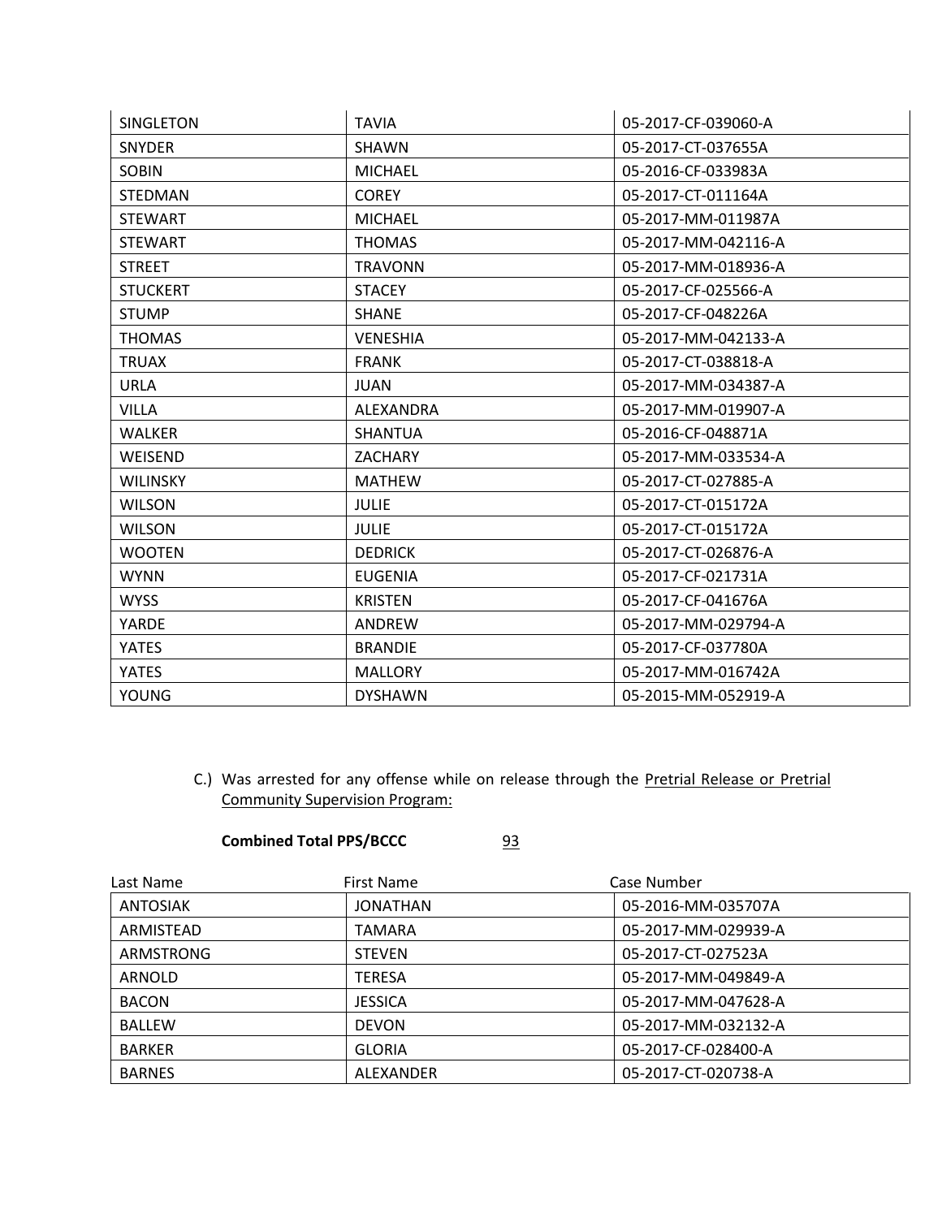| SINGLETON | TAVIA | 05-2017-CF-039060-A |
|---|---|---|
| SNYDER | SHAWN | 05-2017-CT-037655A |
| SOBIN | MICHAEL | 05-2016-CF-033983A |
| STEDMAN | COREY | 05-2017-CT-011164A |
| STEWART | MICHAEL | 05-2017-MM-011987A |
| STEWART | THOMAS | 05-2017-MM-042116-A |
| STREET | TRAVONN | 05-2017-MM-018936-A |
| STUCKERT | STACEY | 05-2017-CF-025566-A |
| STUMP | SHANE | 05-2017-CF-048226A |
| THOMAS | VENESHIA | 05-2017-MM-042133-A |
| TRUAX | FRANK | 05-2017-CT-038818-A |
| URLA | JUAN | 05-2017-MM-034387-A |
| VILLA | ALEXANDRA | 05-2017-MM-019907-A |
| WALKER | SHANTUA | 05-2016-CF-048871A |
| WEISEND | ZACHARY | 05-2017-MM-033534-A |
| WILINSKY | MATHEW | 05-2017-CT-027885-A |
| WILSON | JULIE | 05-2017-CT-015172A |
| WILSON | JULIE | 05-2017-CT-015172A |
| WOOTEN | DEDRICK | 05-2017-CT-026876-A |
| WYNN | EUGENIA | 05-2017-CF-021731A |
| WYSS | KRISTEN | 05-2017-CF-041676A |
| YARDE | ANDREW | 05-2017-MM-029794-A |
| YATES | BRANDIE | 05-2017-CF-037780A |
| YATES | MALLORY | 05-2017-MM-016742A |
| YOUNG | DYSHAWN | 05-2015-MM-052919-A |

C.) Was arrested for any offense while on release through the Pretrial Release or Pretrial Community Supervision Program:

**Combined Total PPS/BCCC** 93

| Last Name | First Name | Case Number |
|---|---|---|
| ANTOSIAK | JONATHAN | 05-2016-MM-035707A |
| ARMISTEAD | TAMARA | 05-2017-MM-029939-A |
| ARMSTRONG | STEVEN | 05-2017-CT-027523A |
| ARNOLD | TERESA | 05-2017-MM-049849-A |
| BACON | JESSICA | 05-2017-MM-047628-A |
| BALLEW | DEVON | 05-2017-MM-032132-A |
| BARKER | GLORIA | 05-2017-CF-028400-A |
| BARNES | ALEXANDER | 05-2017-CT-020738-A |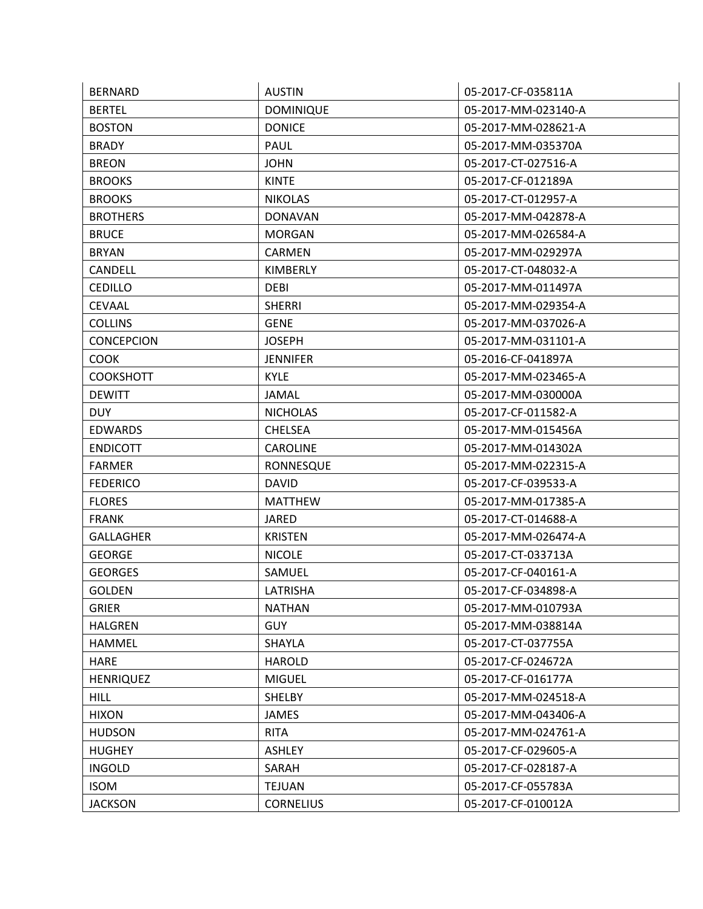| | | |
|---|---|---|
| BERNARD | AUSTIN | 05-2017-CF-035811A |
| BERTEL | DOMINIQUE | 05-2017-MM-023140-A |
| BOSTON | DONICE | 05-2017-MM-028621-A |
| BRADY | PAUL | 05-2017-MM-035370A |
| BREON | JOHN | 05-2017-CT-027516-A |
| BROOKS | KINTE | 05-2017-CF-012189A |
| BROOKS | NIKOLAS | 05-2017-CT-012957-A |
| BROTHERS | DONAVAN | 05-2017-MM-042878-A |
| BRUCE | MORGAN | 05-2017-MM-026584-A |
| BRYAN | CARMEN | 05-2017-MM-029297A |
| CANDELL | KIMBERLY | 05-2017-CT-048032-A |
| CEDILLO | DEBI | 05-2017-MM-011497A |
| CEVAAL | SHERRI | 05-2017-MM-029354-A |
| COLLINS | GENE | 05-2017-MM-037026-A |
| CONCEPCION | JOSEPH | 05-2017-MM-031101-A |
| COOK | JENNIFER | 05-2016-CF-041897A |
| COOKSHOTT | KYLE | 05-2017-MM-023465-A |
| DEWITT | JAMAL | 05-2017-MM-030000A |
| DUY | NICHOLAS | 05-2017-CF-011582-A |
| EDWARDS | CHELSEA | 05-2017-MM-015456A |
| ENDICOTT | CAROLINE | 05-2017-MM-014302A |
| FARMER | RONNESQUE | 05-2017-MM-022315-A |
| FEDERICO | DAVID | 05-2017-CF-039533-A |
| FLORES | MATTHEW | 05-2017-MM-017385-A |
| FRANK | JARED | 05-2017-CT-014688-A |
| GALLAGHER | KRISTEN | 05-2017-MM-026474-A |
| GEORGE | NICOLE | 05-2017-CT-033713A |
| GEORGES | SAMUEL | 05-2017-CF-040161-A |
| GOLDEN | LATRISHA | 05-2017-CF-034898-A |
| GRIER | NATHAN | 05-2017-MM-010793A |
| HALGREN | GUY | 05-2017-MM-038814A |
| HAMMEL | SHAYLA | 05-2017-CT-037755A |
| HARE | HAROLD | 05-2017-CF-024672A |
| HENRIQUEZ | MIGUEL | 05-2017-CF-016177A |
| HILL | SHELBY | 05-2017-MM-024518-A |
| HIXON | JAMES | 05-2017-MM-043406-A |
| HUDSON | RITA | 05-2017-MM-024761-A |
| HUGHEY | ASHLEY | 05-2017-CF-029605-A |
| INGOLD | SARAH | 05-2017-CF-028187-A |
| ISOM | TEJUAN | 05-2017-CF-055783A |
| JACKSON | CORNELIUS | 05-2017-CF-010012A |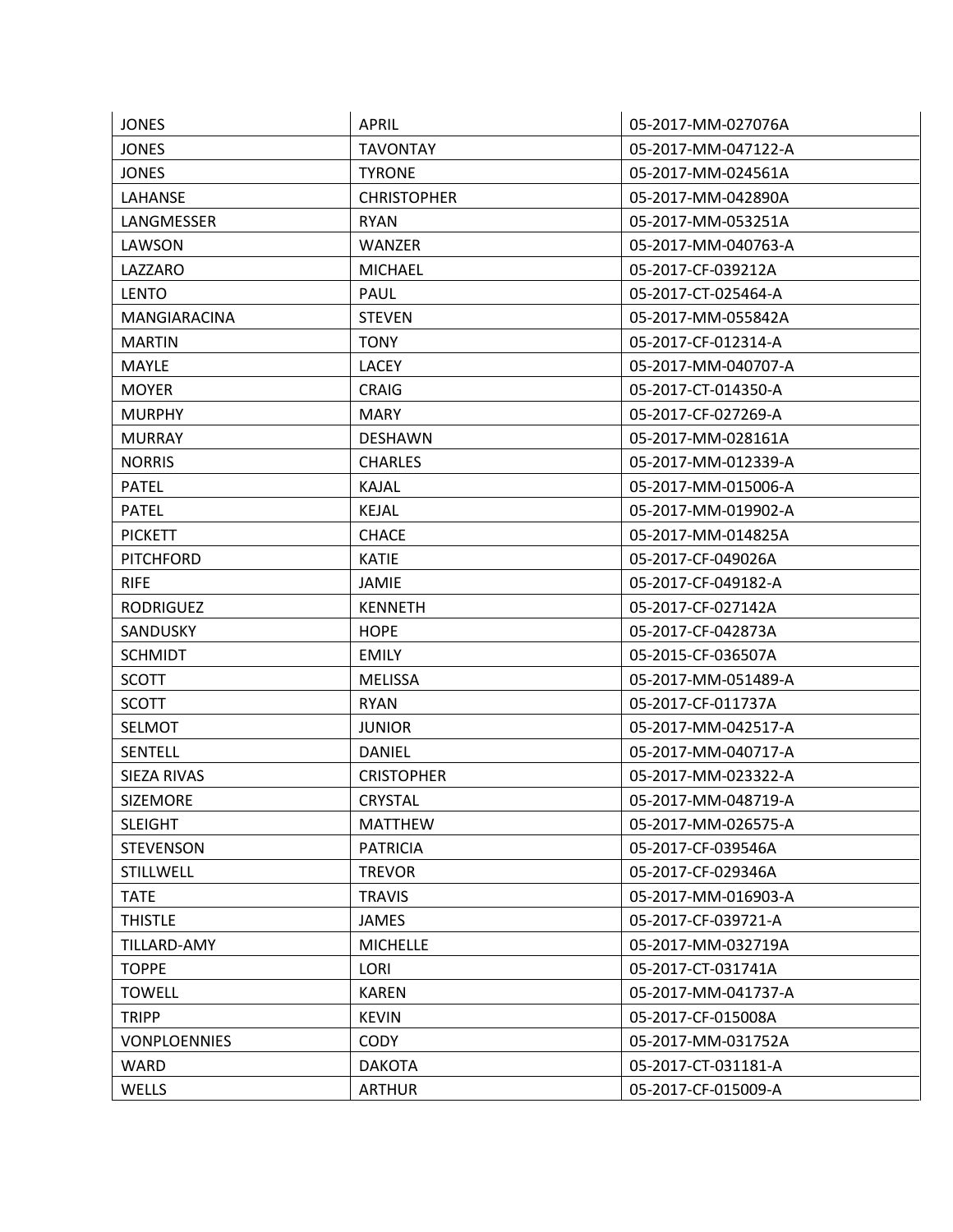| JONES | APRIL | 05-2017-MM-027076A |
|---|---|---|
| JONES | TAVONTAY | 05-2017-MM-047122-A |
| JONES | TYRONE | 05-2017-MM-024561A |
| LAHANSE | CHRISTOPHER | 05-2017-MM-042890A |
| LANGMESSER | RYAN | 05-2017-MM-053251A |
| LAWSON | WANZER | 05-2017-MM-040763-A |
| LAZZARO | MICHAEL | 05-2017-CF-039212A |
| LENTO | PAUL | 05-2017-CT-025464-A |
| MANGIARACINA | STEVEN | 05-2017-MM-055842A |
| MARTIN | TONY | 05-2017-CF-012314-A |
| MAYLE | LACEY | 05-2017-MM-040707-A |
| MOYER | CRAIG | 05-2017-CT-014350-A |
| MURPHY | MARY | 05-2017-CF-027269-A |
| MURRAY | DESHAWN | 05-2017-MM-028161A |
| NORRIS | CHARLES | 05-2017-MM-012339-A |
| PATEL | KAJAL | 05-2017-MM-015006-A |
| PATEL | KEJAL | 05-2017-MM-019902-A |
| PICKETT | CHACE | 05-2017-MM-014825A |
| PITCHFORD | KATIE | 05-2017-CF-049026A |
| RIFE | JAMIE | 05-2017-CF-049182-A |
| RODRIGUEZ | KENNETH | 05-2017-CF-027142A |
| SANDUSKY | HOPE | 05-2017-CF-042873A |
| SCHMIDT | EMILY | 05-2015-CF-036507A |
| SCOTT | MELISSA | 05-2017-MM-051489-A |
| SCOTT | RYAN | 05-2017-CF-011737A |
| SELMOT | JUNIOR | 05-2017-MM-042517-A |
| SENTELL | DANIEL | 05-2017-MM-040717-A |
| SIEZA RIVAS | CRISTOPHER | 05-2017-MM-023322-A |
| SIZEMORE | CRYSTAL | 05-2017-MM-048719-A |
| SLEIGHT | MATTHEW | 05-2017-MM-026575-A |
| STEVENSON | PATRICIA | 05-2017-CF-039546A |
| STILLWELL | TREVOR | 05-2017-CF-029346A |
| TATE | TRAVIS | 05-2017-MM-016903-A |
| THISTLE | JAMES | 05-2017-CF-039721-A |
| TILLARD-AMY | MICHELLE | 05-2017-MM-032719A |
| TOPPE | LORI | 05-2017-CT-031741A |
| TOWELL | KAREN | 05-2017-MM-041737-A |
| TRIPP | KEVIN | 05-2017-CF-015008A |
| VONPLOENNIES | CODY | 05-2017-MM-031752A |
| WARD | DAKOTA | 05-2017-CT-031181-A |
| WELLS | ARTHUR | 05-2017-CF-015009-A |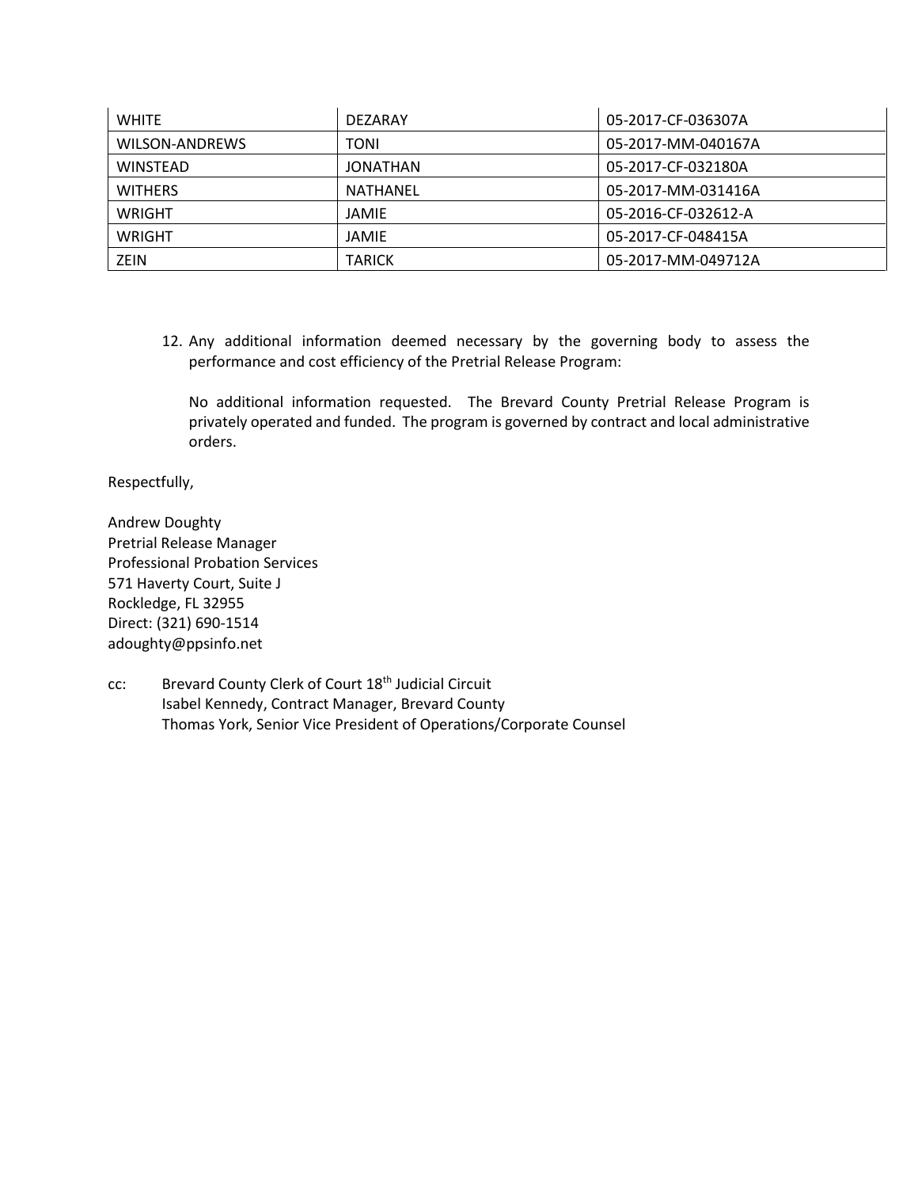| | | |
|---|---|---|
| WHITE | DEZARAY | 05-2017-CF-036307A |
| WILSON-ANDREWS | TONI | 05-2017-MM-040167A |
| WINSTEAD | JONATHAN | 05-2017-CF-032180A |
| WITHERS | NATHANEL | 05-2017-MM-031416A |
| WRIGHT | JAMIE | 05-2016-CF-032612-A |
| WRIGHT | JAMIE | 05-2017-CF-048415A |
| ZEIN | TARICK | 05-2017-MM-049712A |

12. Any additional information deemed necessary by the governing body to assess the performance and cost efficiency of the Pretrial Release Program:

    No additional information requested. The Brevard County Pretrial Release Program is privately operated and funded. The program is governed by contract and local administrative orders.

Respectfully,

Andrew Doughty
Pretrial Release Manager
Professional Probation Services
571 Haverty Court, Suite J
Rockledge, FL 32955
Direct: (321) 690-1514
adoughty@ppsinfo.net

cc: Brevard County Clerk of Court 18th Judicial Circuit
Isabel Kennedy, Contract Manager, Brevard County
Thomas York, Senior Vice President of Operations/Corporate Counsel